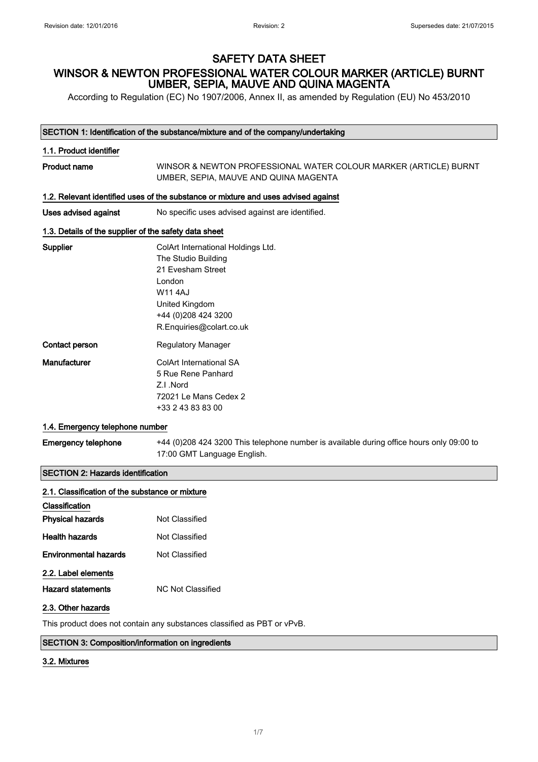# SAFETY DATA SHEET

# WINSOR & NEWTON PROFESSIONAL WATER COLOUR MARKER (ARTICLE) BURNT UMBER, SEPIA, MAUVE AND QUINA MAGENTA

According to Regulation (EC) No 1907/2006, Annex II, as amended by Regulation (EU) No 453/2010

## SECTION 1: Identification of the substance/mixture and of the company/undertaking

### 1.1. Product identifier

**Product name** WINSOR & NEWTON PROFESSIONAL WATER COLOUR MARKER (ARTICLE) BURNT UMBER, SEPIA, MAUVE AND QUINA MAGENTA

### 1.2. Relevant identified uses of the substance or mixture and uses advised against

**Uses advised against** No specific uses advised against are identified.

### 1.3. Details of the supplier of the safety data sheet

**Supplier**
ColArt International Holdings Ltd.
The Studio Building
21 Evesham Street
London
W11 4AJ
United Kingdom
+44 (0)208 424 3200
R.Enquiries@colart.co.uk

**Contact person** Regulatory Manager

**Manufacturer**
ColArt International SA
5 Rue Rene Panhard
Z.I .Nord
72021 Le Mans Cedex 2
+33 2 43 83 83 00

### 1.4. Emergency telephone number

**Emergency telephone** +44 (0)208 424 3200 This telephone number is available during office hours only 09:00 to 17:00 GMT Language English.

## SECTION 2: Hazards identification

### 2.1. Classification of the substance or mixture

**Classification**

**Physical hazards** Not Classified

**Health hazards** Not Classified

**Environmental hazards** Not Classified

### 2.2. Label elements

**Hazard statements** NC Not Classified

### 2.3. Other hazards

This product does not contain any substances classified as PBT or vPvB.

## SECTION 3: Composition/information on ingredients

### 3.2. Mixtures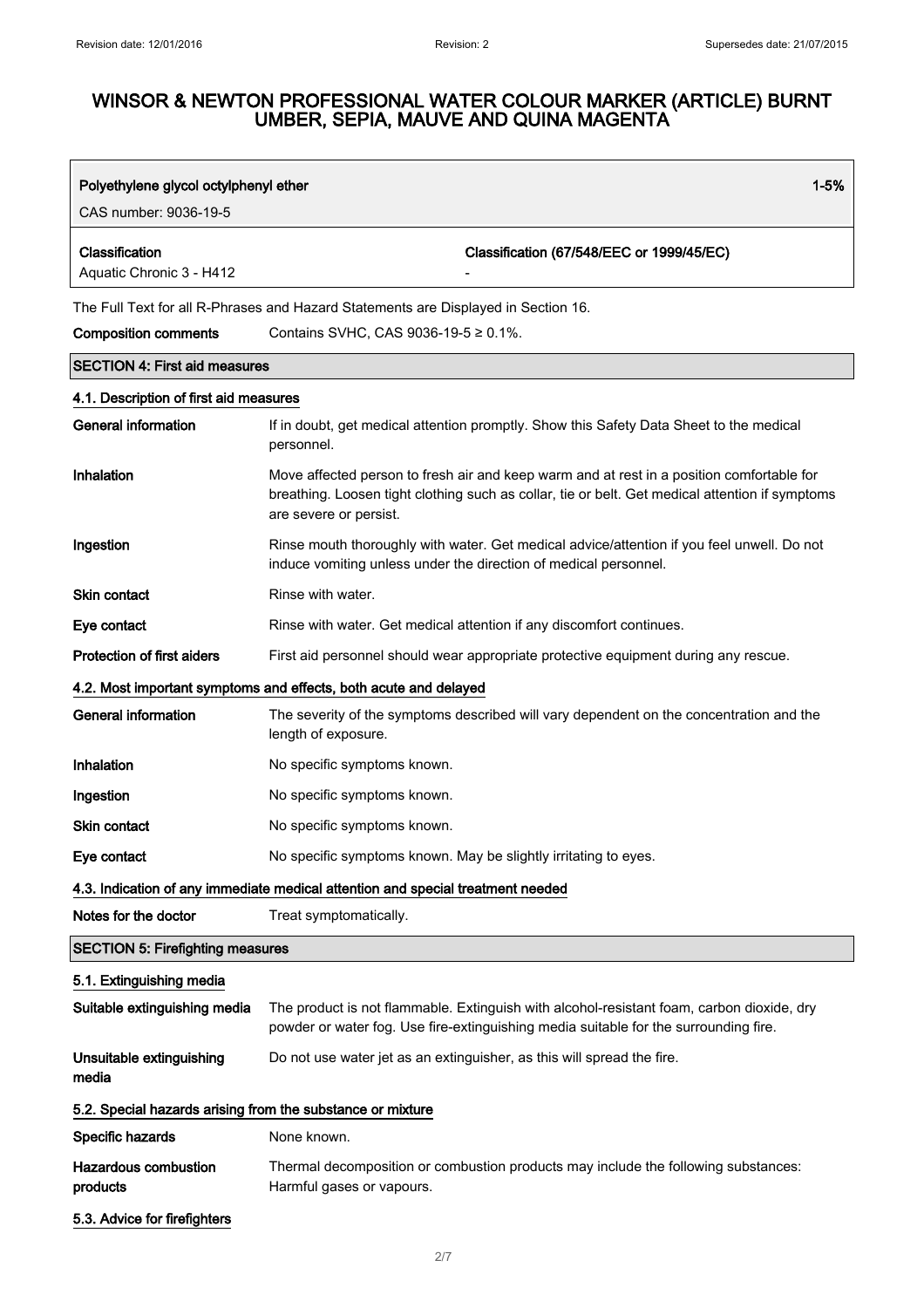# WINSOR & NEWTON PROFESSIONAL WATER COLOUR MARKER (ARTICLE) BURNT UMBER, SEPIA, MAUVE AND QUINA MAGENTA

| Polyethylene glycol octylphenyl ether | 1-5% |
|---|---|
| CAS number: 9036-19-5 | |
| **Classification** Aquatic Chronic 3 - H412 | **Classification (67/548/EEC or 1999/45/EC)** - |

The Full Text for all R-Phrases and Hazard Statements are Displayed in Section 16.

**Composition comments** Contains SVHC, CAS 9036-19-5 ≥ 0.1%.

## SECTION 4: First aid measures

### 4.1. Description of first aid measures

**General information** If in doubt, get medical attention promptly. Show this Safety Data Sheet to the medical personnel.

**Inhalation** Move affected person to fresh air and keep warm and at rest in a position comfortable for breathing. Loosen tight clothing such as collar, tie or belt. Get medical attention if symptoms are severe or persist.

**Ingestion** Rinse mouth thoroughly with water. Get medical advice/attention if you feel unwell. Do not induce vomiting unless under the direction of medical personnel.

**Skin contact** Rinse with water.

**Eye contact** Rinse with water. Get medical attention if any discomfort continues.

**Protection of first aiders** First aid personnel should wear appropriate protective equipment during any rescue.

### 4.2. Most important symptoms and effects, both acute and delayed

**General information** The severity of the symptoms described will vary dependent on the concentration and the length of exposure.

**Inhalation** No specific symptoms known.

**Ingestion** No specific symptoms known.

**Skin contact** No specific symptoms known.

**Eye contact** No specific symptoms known. May be slightly irritating to eyes.

### 4.3. Indication of any immediate medical attention and special treatment needed

**Notes for the doctor** Treat symptomatically.

## SECTION 5: Firefighting measures

### 5.1. Extinguishing media

**Suitable extinguishing media** The product is not flammable. Extinguish with alcohol-resistant foam, carbon dioxide, dry powder or water fog. Use fire-extinguishing media suitable for the surrounding fire.

**Unsuitable extinguishing media** Do not use water jet as an extinguisher, as this will spread the fire.

### 5.2. Special hazards arising from the substance or mixture

**Specific hazards** None known.

**Hazardous combustion products** Thermal decomposition or combustion products may include the following substances: Harmful gases or vapours.

### 5.3. Advice for firefighters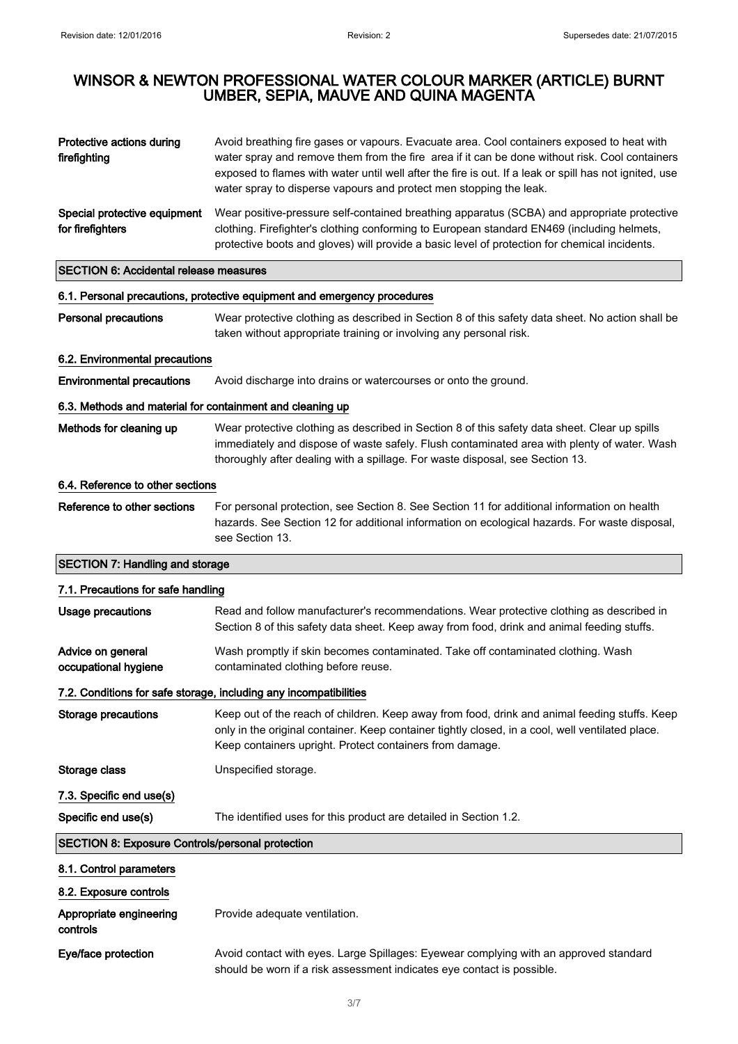| | |
|---|---|
| **Protective actions during firefighting** | Avoid breathing fire gases or vapours. Evacuate area. Cool containers exposed to heat with water spray and remove them from the fire area if it can be done without risk. Cool containers exposed to flames with water until well after the fire is out. If a leak or spill has not ignited, use water spray to disperse vapours and protect men stopping the leak. |
| **Special protective equipment for firefighters** | Wear positive-pressure self-contained breathing apparatus (SCBA) and appropriate protective clothing. Firefighter's clothing conforming to European standard EN469 (including helmets, protective boots and gloves) will provide a basic level of protection for chemical incidents. |

## SECTION 6: Accidental release measures

### 6.1. Personal precautions, protective equipment and emergency procedures

| | |
|---|---|
| **Personal precautions** | Wear protective clothing as described in Section 8 of this safety data sheet. No action shall be taken without appropriate training or involving any personal risk. |

### 6.2. Environmental precautions

| | |
|---|---|
| **Environmental precautions** | Avoid discharge into drains or watercourses or onto the ground. |

### 6.3. Methods and material for containment and cleaning up

| | |
|---|---|
| **Methods for cleaning up** | Wear protective clothing as described in Section 8 of this safety data sheet. Clear up spills immediately and dispose of waste safely. Flush contaminated area with plenty of water. Wash thoroughly after dealing with a spillage. For waste disposal, see Section 13. |

### 6.4. Reference to other sections

| | |
|---|---|
| **Reference to other sections** | For personal protection, see Section 8. See Section 11 for additional information on health hazards. See Section 12 for additional information on ecological hazards. For waste disposal, see Section 13. |

## SECTION 7: Handling and storage

### 7.1. Precautions for safe handling

| | |
|---|---|
| **Usage precautions** | Read and follow manufacturer's recommendations. Wear protective clothing as described in Section 8 of this safety data sheet. Keep away from food, drink and animal feeding stuffs. |
| **Advice on general occupational hygiene** | Wash promptly if skin becomes contaminated. Take off contaminated clothing. Wash contaminated clothing before reuse. |

### 7.2. Conditions for safe storage, including any incompatibilities

| | |
|---|---|
| **Storage precautions** | Keep out of the reach of children. Keep away from food, drink and animal feeding stuffs. Keep only in the original container. Keep container tightly closed, in a cool, well ventilated place. Keep containers upright. Protect containers from damage. |
| **Storage class** | Unspecified storage. |

### 7.3. Specific end use(s)

| | |
|---|---|
| **Specific end use(s)** | The identified uses for this product are detailed in Section 1.2. |

## SECTION 8: Exposure Controls/personal protection

### 8.1. Control parameters

### 8.2. Exposure controls

| | |
|---|---|
| **Appropriate engineering controls** | Provide adequate ventilation. |
| **Eye/face protection** | Avoid contact with eyes. Large Spillages: Eyewear complying with an approved standard should be worn if a risk assessment indicates eye contact is possible. |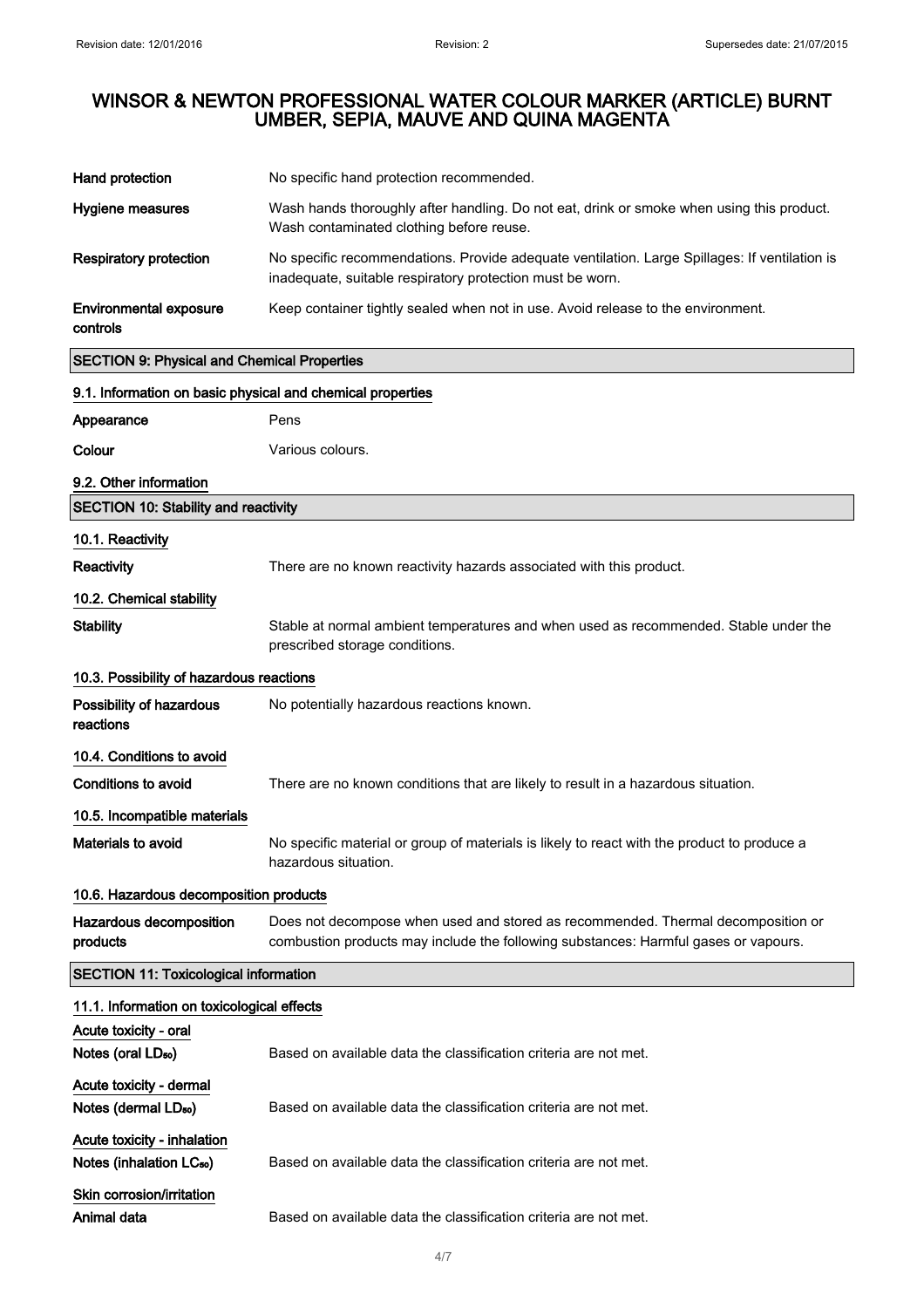| | |
|---|---|
| **Hand protection** | No specific hand protection recommended. |
| **Hygiene measures** | Wash hands thoroughly after handling. Do not eat, drink or smoke when using this product. Wash contaminated clothing before reuse. |
| **Respiratory protection** | No specific recommendations. Provide adequate ventilation. Large Spillages: If ventilation is inadequate, suitable respiratory protection must be worn. |
| **Environmental exposure controls** | Keep container tightly sealed when not in use. Avoid release to the environment. |

## SECTION 9: Physical and Chemical Properties

### 9.1. Information on basic physical and chemical properties

| | |
|---|---|
| **Appearance** | Pens |
| **Colour** | Various colours. |

### 9.2. Other information

## SECTION 10: Stability and reactivity

### 10.1. Reactivity

| | |
|---|---|
| **Reactivity** | There are no known reactivity hazards associated with this product. |

### 10.2. Chemical stability

| | |
|---|---|
| **Stability** | Stable at normal ambient temperatures and when used as recommended. Stable under the prescribed storage conditions. |

### 10.3. Possibility of hazardous reactions

| | |
|---|---|
| **Possibility of hazardous reactions** | No potentially hazardous reactions known. |

### 10.4. Conditions to avoid

| | |
|---|---|
| **Conditions to avoid** | There are no known conditions that are likely to result in a hazardous situation. |

### 10.5. Incompatible materials

| | |
|---|---|
| **Materials to avoid** | No specific material or group of materials is likely to react with the product to produce a hazardous situation. |

### 10.6. Hazardous decomposition products

| | |
|---|---|
| **Hazardous decomposition products** | Does not decompose when used and stored as recommended. Thermal decomposition or combustion products may include the following substances: Harmful gases or vapours. |

## SECTION 11: Toxicological information

### 11.1. Information on toxicological effects

**Acute toxicity - oral**

| | |
|---|---|
| **Notes (oral $LD_{50}$)** | Based on available data the classification criteria are not met. |

**Acute toxicity - dermal**

| | |
|---|---|
| **Notes (dermal $LD_{50}$)** | Based on available data the classification criteria are not met. |

**Acute toxicity - inhalation**

| | |
|---|---|
| **Notes (inhalation $LC_{50}$)** | Based on available data the classification criteria are not met. |

**Skin corrosion/irritation**

| | |
|---|---|
| **Animal data** | Based on available data the classification criteria are not met. |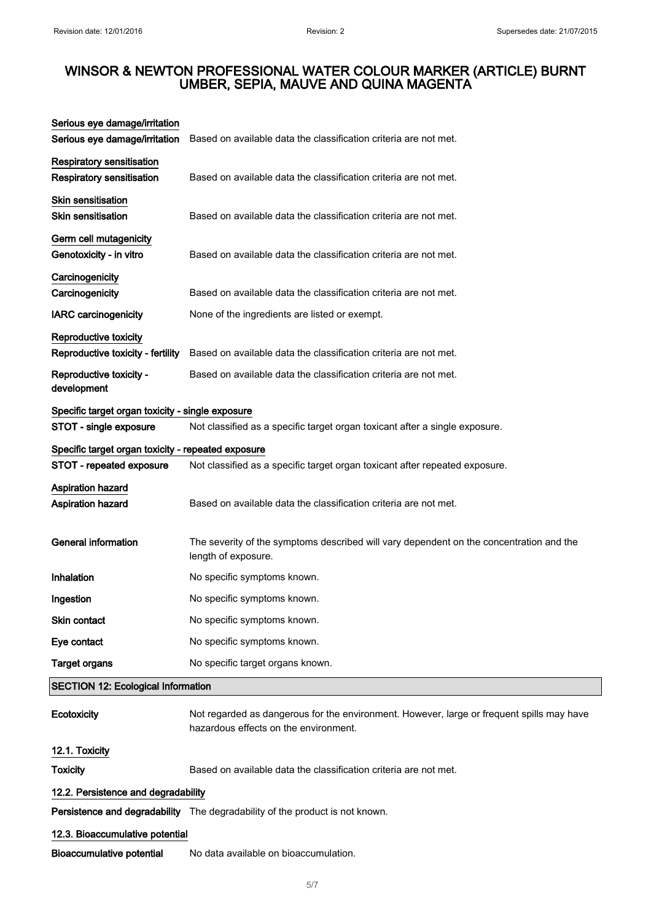**Serious eye damage/irritation**

| | |
|---|---|
| **Serious eye damage/irritation** | Based on available data the classification criteria are not met. |

**Respiratory sensitisation**

| | |
|---|---|
| **Respiratory sensitisation** | Based on available data the classification criteria are not met. |

**Skin sensitisation**

| | |
|---|---|
| **Skin sensitisation** | Based on available data the classification criteria are not met. |

**Germ cell mutagenicity**

| | |
|---|---|
| **Genotoxicity - in vitro** | Based on available data the classification criteria are not met. |

**Carcinogenicity**

| | |
|---|---|
| **Carcinogenicity** | Based on available data the classification criteria are not met. |
| **IARC carcinogenicity** | None of the ingredients are listed or exempt. |

**Reproductive toxicity**

| | |
|---|---|
| **Reproductive toxicity - fertility** | Based on available data the classification criteria are not met. |
| **Reproductive toxicity - development** | Based on available data the classification criteria are not met. |

**Specific target organ toxicity - single exposure**

| | |
|---|---|
| **STOT - single exposure** | Not classified as a specific target organ toxicant after a single exposure. |

**Specific target organ toxicity - repeated exposure**

| | |
|---|---|
| **STOT - repeated exposure** | Not classified as a specific target organ toxicant after repeated exposure. |

**Aspiration hazard**

| | |
|---|---|
| **Aspiration hazard** | Based on available data the classification criteria are not met. |

| | |
|---|---|
| **General information** | The severity of the symptoms described will vary dependent on the concentration and the length of exposure. |
| **Inhalation** | No specific symptoms known. |
| **Ingestion** | No specific symptoms known. |
| **Skin contact** | No specific symptoms known. |
| **Eye contact** | No specific symptoms known. |
| **Target organs** | No specific target organs known. |

## SECTION 12: Ecological Information

| | |
|---|---|
| **Ecotoxicity** | Not regarded as dangerous for the environment. However, large or frequent spills may have hazardous effects on the environment. |

**12.1. Toxicity**

| | |
|---|---|
| **Toxicity** | Based on available data the classification criteria are not met. |

**12.2. Persistence and degradability**

| | |
|---|---|
| **Persistence and degradability** | The degradability of the product is not known. |

**12.3. Bioaccumulative potential**

| | |
|---|---|
| **Bioaccumulative potential** | No data available on bioaccumulation. |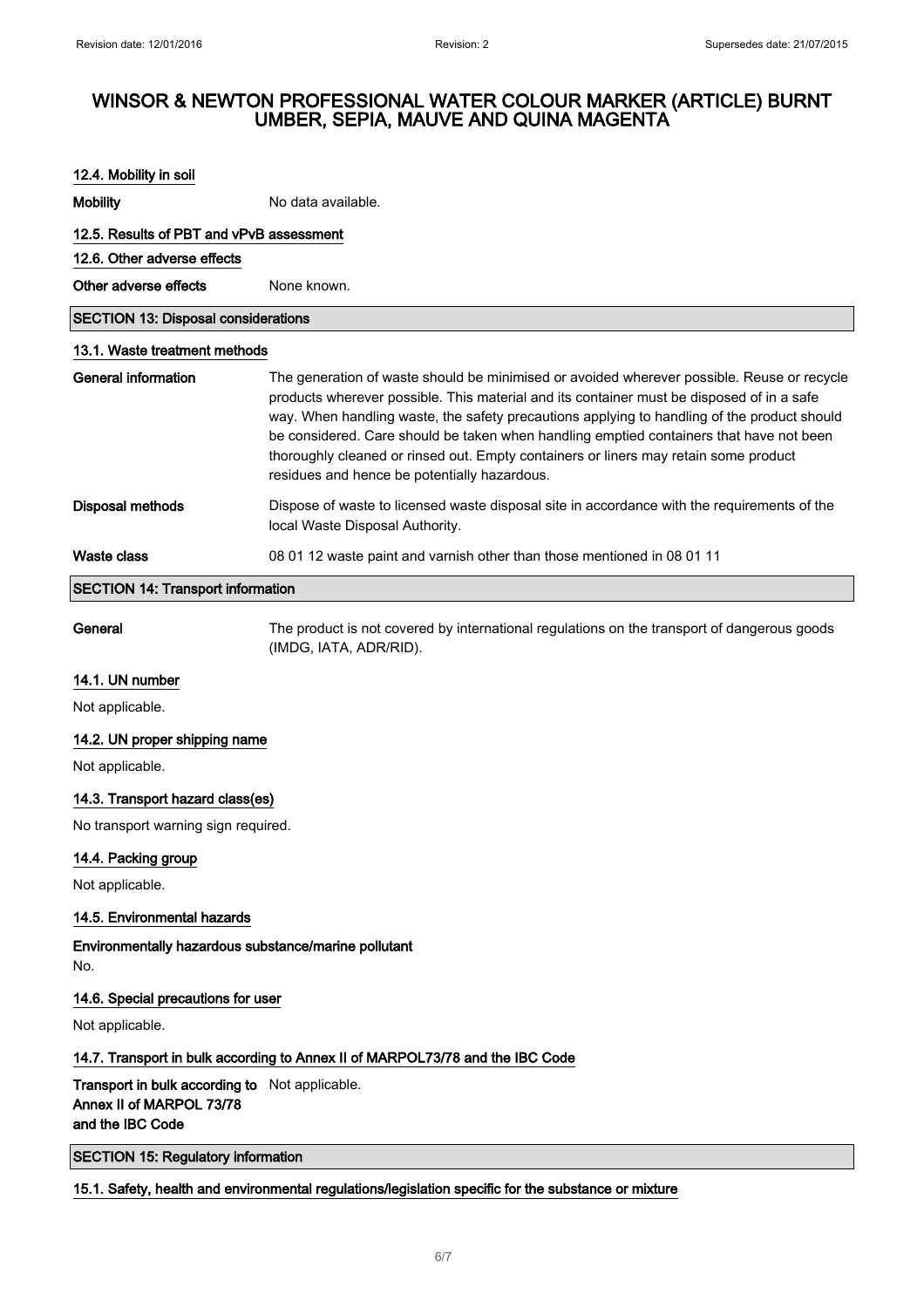#### 12.4. Mobility in soil

**Mobility** No data available.

#### 12.5. Results of PBT and vPvB assessment

#### 12.6. Other adverse effects

**Other adverse effects** None known.

## SECTION 13: Disposal considerations

#### 13.1. Waste treatment methods

**General information** The generation of waste should be minimised or avoided wherever possible. Reuse or recycle products wherever possible. This material and its container must be disposed of in a safe way. When handling waste, the safety precautions applying to handling of the product should be considered. Care should be taken when handling emptied containers that have not been thoroughly cleaned or rinsed out. Empty containers or liners may retain some product residues and hence be potentially hazardous.

**Disposal methods** Dispose of waste to licensed waste disposal site in accordance with the requirements of the local Waste Disposal Authority.

**Waste class** 08 01 12 waste paint and varnish other than those mentioned in 08 01 11

## SECTION 14: Transport information

**General** The product is not covered by international regulations on the transport of dangerous goods (IMDG, IATA, ADR/RID).

#### 14.1. UN number

Not applicable.

#### 14.2. UN proper shipping name

Not applicable.

#### 14.3. Transport hazard class(es)

No transport warning sign required.

#### 14.4. Packing group

Not applicable.

#### 14.5. Environmental hazards

**Environmentally hazardous substance/marine pollutant**

No.

#### 14.6. Special precautions for user

Not applicable.

#### 14.7. Transport in bulk according to Annex II of MARPOL73/78 and the IBC Code

**Transport in bulk according to Annex II of MARPOL 73/78 and the IBC Code** Not applicable.

## SECTION 15: Regulatory information

#### 15.1. Safety, health and environmental regulations/legislation specific for the substance or mixture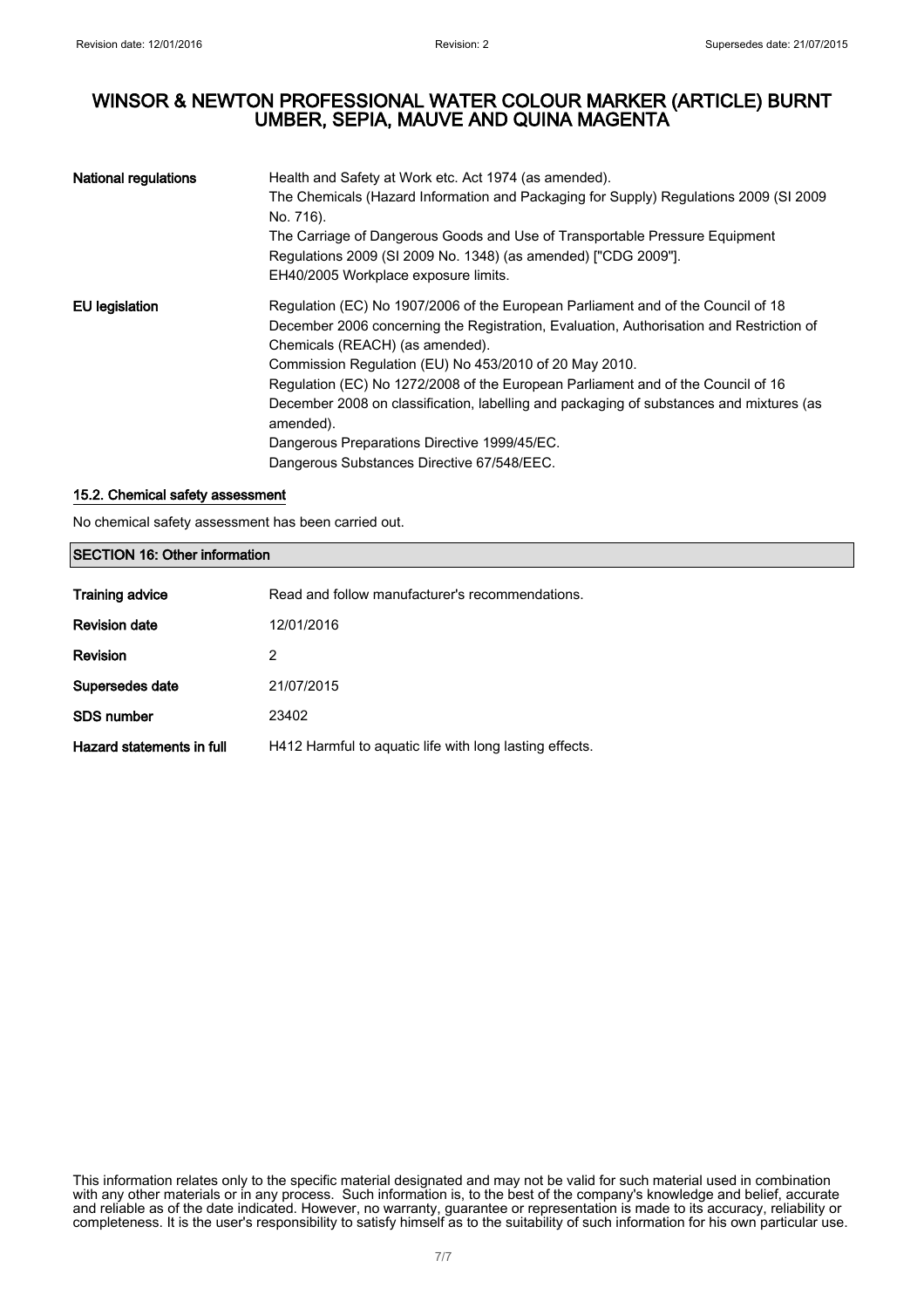# WINSOR & NEWTON PROFESSIONAL WATER COLOUR MARKER (ARTICLE) BURNT UMBER, SEPIA, MAUVE AND QUINA MAGENTA

| | |
|---|---|
| **National regulations** | Health and Safety at Work etc. Act 1974 (as amended).<br>The Chemicals (Hazard Information and Packaging for Supply) Regulations 2009 (SI 2009 No. 716).<br>The Carriage of Dangerous Goods and Use of Transportable Pressure Equipment Regulations 2009 (SI 2009 No. 1348) (as amended) ["CDG 2009"].<br>EH40/2005 Workplace exposure limits. |
| **EU legislation** | Regulation (EC) No 1907/2006 of the European Parliament and of the Council of 18 December 2006 concerning the Registration, Evaluation, Authorisation and Restriction of Chemicals (REACH) (as amended).<br>Commission Regulation (EU) No 453/2010 of 20 May 2010.<br>Regulation (EC) No 1272/2008 of the European Parliament and of the Council of 16 December 2008 on classification, labelling and packaging of substances and mixtures (as amended).<br>Dangerous Preparations Directive 1999/45/EC.<br>Dangerous Substances Directive 67/548/EEC. |

### 15.2. Chemical safety assessment

No chemical safety assessment has been carried out.

## SECTION 16: Other information

| | |
|---|---|
| **Training advice** | Read and follow manufacturer's recommendations. |
| **Revision date** | 12/01/2016 |
| **Revision** | 2 |
| **Supersedes date** | 21/07/2015 |
| **SDS number** | 23402 |
| **Hazard statements in full** | H412 Harmful to aquatic life with long lasting effects. |

This information relates only to the specific material designated and may not be valid for such material used in combination with any other materials or in any process. Such information is, to the best of the company's knowledge and belief, accurate and reliable as of the date indicated. However, no warranty, guarantee or representation is made to its accuracy, reliability or completeness. It is the user's responsibility to satisfy himself as to the suitability of such information for his own particular use.